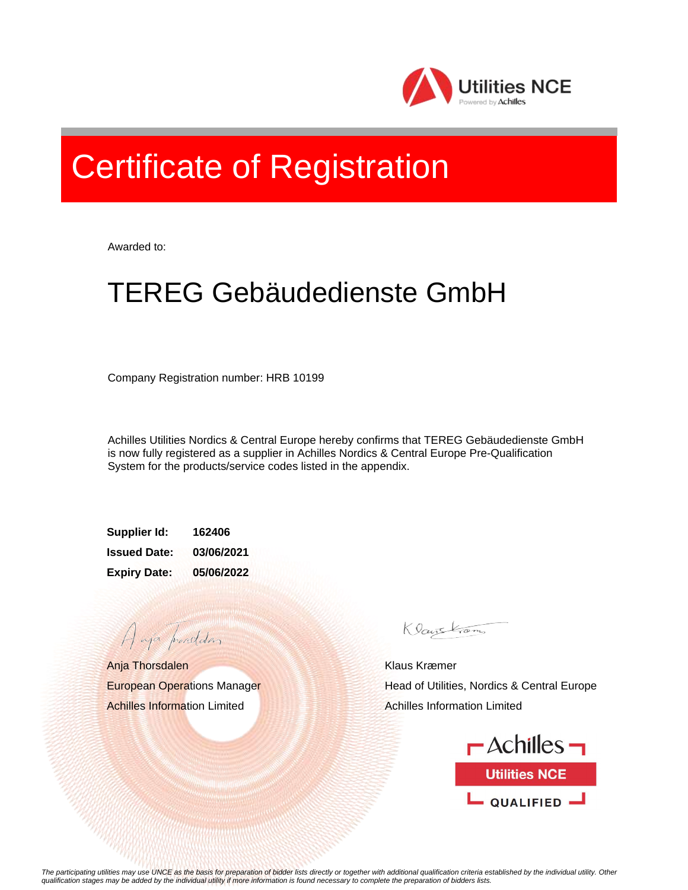Utilities NCE
Powered by Achilles

# Certificate of Registration

Awarded to:

## TEREG Gebäudedienste GmbH

Company Registration number: HRB 10199

Achilles Utilities Nordics & Central Europe hereby confirms that TEREG Gebäudedienste GmbH is now fully registered as a supplier in Achilles Nordics & Central Europe Pre-Qualification System for the products/service codes listed in the appendix.

**Supplier Id:** **162406**
**Issued Date:** **03/06/2021**
**Expiry Date:** **05/06/2022**

Anja Thorsdalen
European Operations Manager
Achilles Information Limited

Klaus Kræmer
Head of Utilities, Nordics & Central Europe
Achilles Information Limited

Achilles
Utilities NCE
QUALIFIED

*The participating utilities may use UNCE as the basis for preparation of bidder lists directly or together with additional qualification criteria established by the individual utility. Other qualification stages may be added by the individual utility if more information is found necessary to complete the preparation of bidders lists.*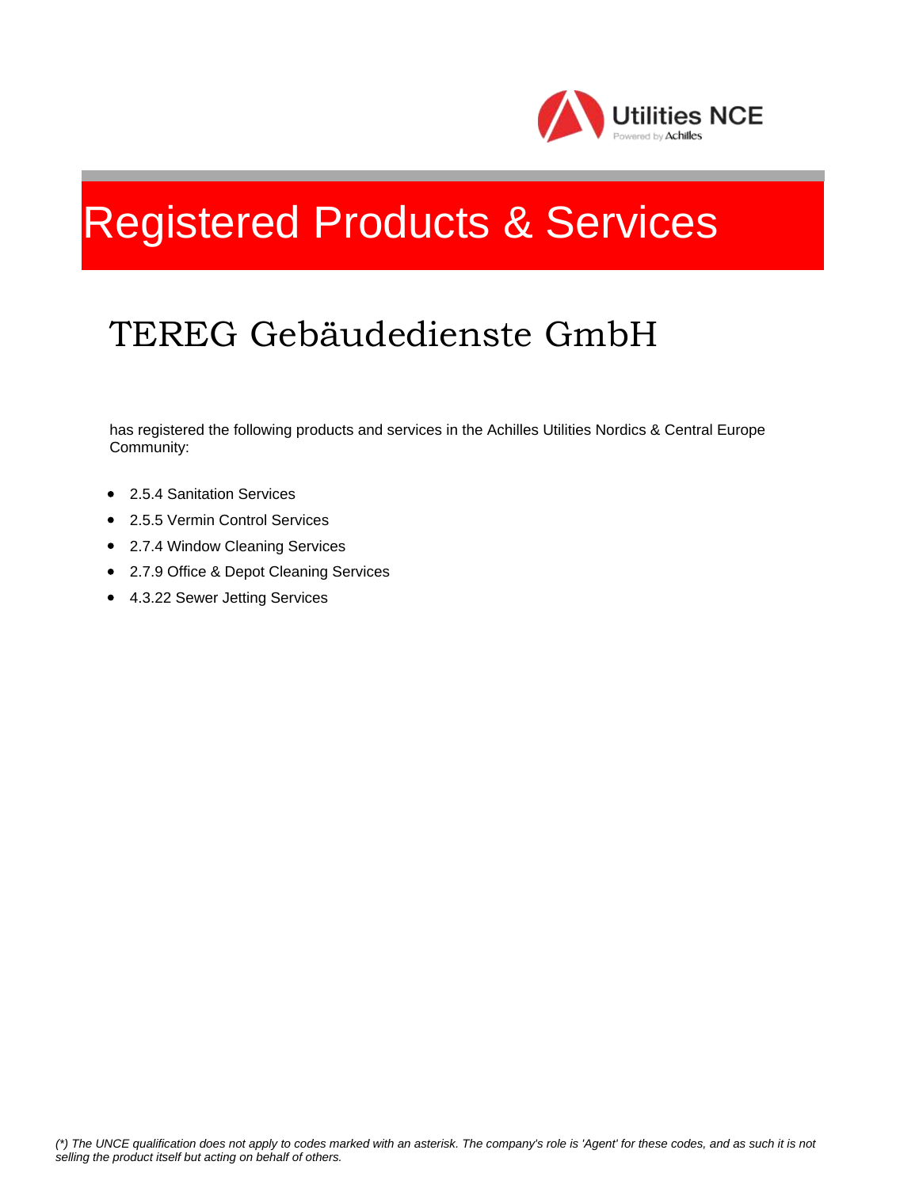Utilities NCE

Powered by Achilles

# Registered Products & Services

## TEREG Gebäudedienste GmbH

has registered the following products and services in the Achilles Utilities Nordics & Central Europe Community:

- 2.5.4 Sanitation Services
- 2.5.5 Vermin Control Services
- 2.7.4 Window Cleaning Services
- 2.7.9 Office & Depot Cleaning Services
- 4.3.22 Sewer Jetting Services

*(*) The UNCE qualification does not apply to codes marked with an asterisk. The company's role is 'Agent' for these codes, and as such it is not selling the product itself but acting on behalf of others.*